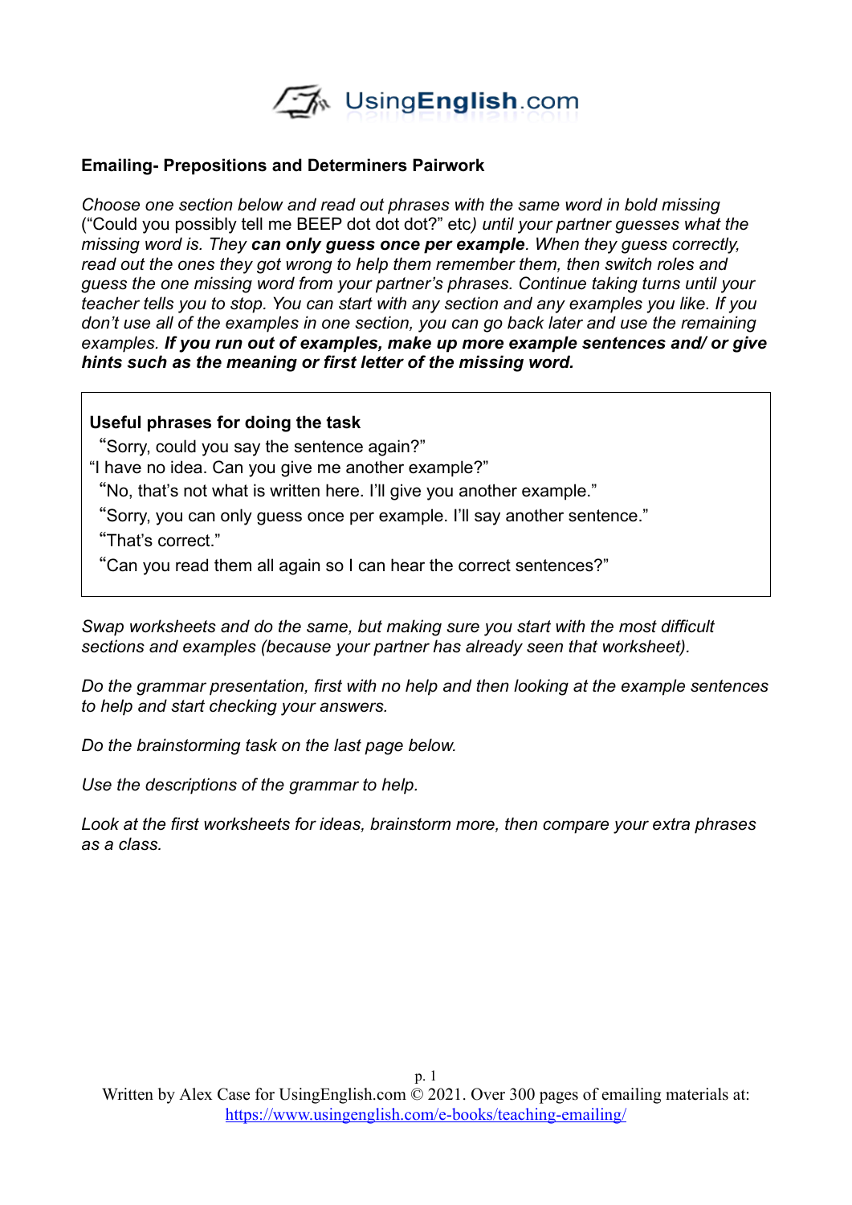**Emailing- Prepositions and Determiners Pairwork**

*Choose one section below and read out phrases with the same word in bold missing* ("Could you possibly tell me BEEP dot dot dot?" etc*) until your partner guesses what the missing word is. They* ***can only guess once per example****. When they guess correctly, read out the ones they got wrong to help them remember them, then switch roles and guess the one missing word from your partner's phrases. Continue taking turns until your teacher tells you to stop. You can start with any section and any examples you like. If you don't use all of the examples in one section, you can go back later and use the remaining examples.* ***If you run out of examples, make up more example sentences and/ or give hints such as the meaning or first letter of the missing word.***

**Useful phrases for doing the task**

"Sorry, could you say the sentence again?"

"I have no idea. Can you give me another example?"

"No, that's not what is written here. I'll give you another example."

"Sorry, you can only guess once per example. I'll say another sentence."

"That's correct."

"Can you read them all again so I can hear the correct sentences?"

*Swap worksheets and do the same, but making sure you start with the most difficult sections and examples (because your partner has already seen that worksheet).*

*Do the grammar presentation, first with no help and then looking at the example sentences to help and start checking your answers.*

*Do the brainstorming task on the last page below.*

*Use the descriptions of the grammar to help.*

*Look at the first worksheets for ideas, brainstorm more, then compare your extra phrases as a class.*

Written by Alex Case for UsingEnglish.com © 2021. Over 300 pages of emailing materials at: https://www.usingenglish.com/e-books/teaching-emailing/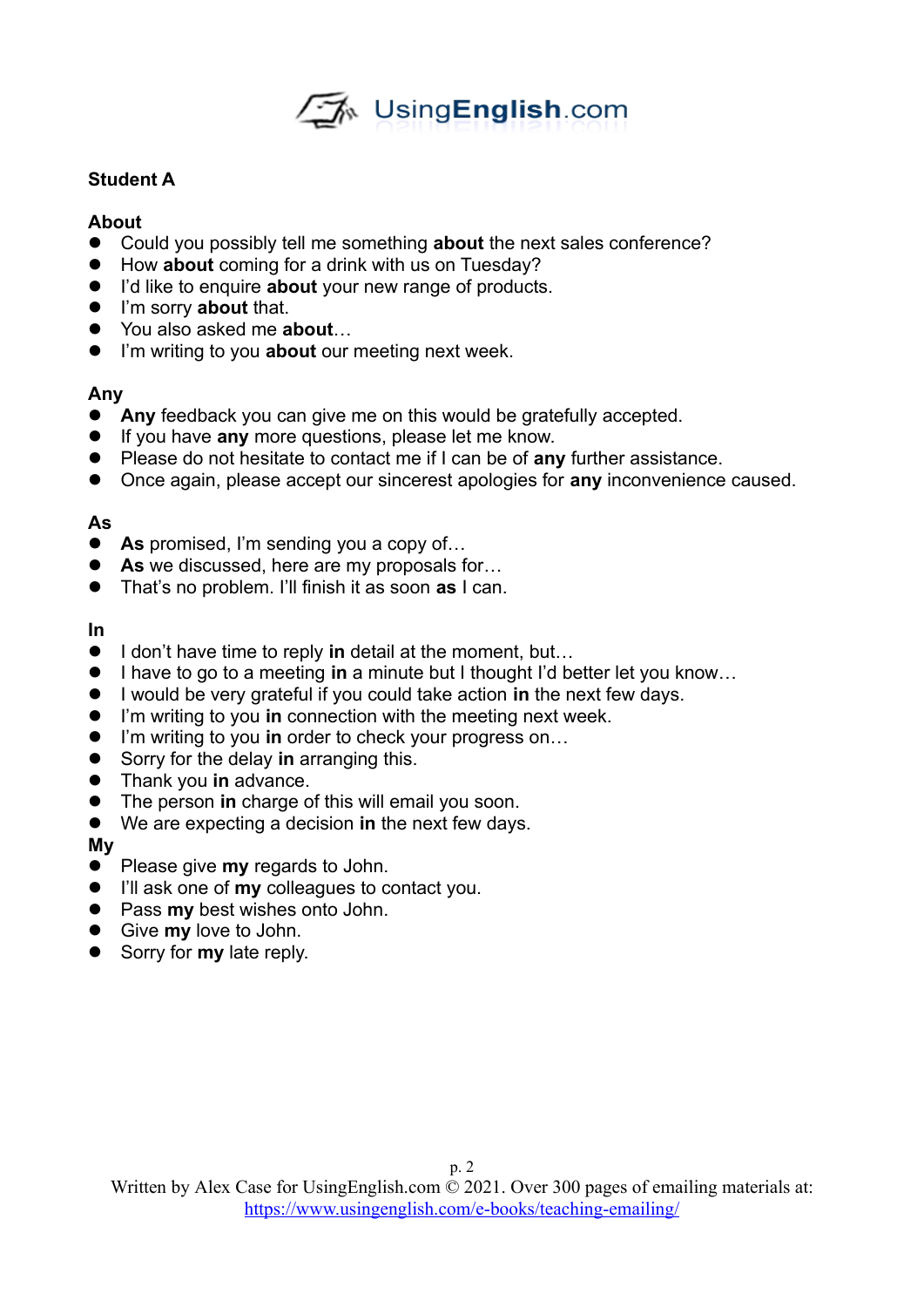**Student A**

**About**

- Could you possibly tell me something **about** the next sales conference?
- How **about** coming for a drink with us on Tuesday?
- I'd like to enquire **about** your new range of products.
- I'm sorry **about** that.
- You also asked me **about**…
- I'm writing to you **about** our meeting next week.

**Any**

- **Any** feedback you can give me on this would be gratefully accepted.
- If you have **any** more questions, please let me know.
- Please do not hesitate to contact me if I can be of **any** further assistance.
- Once again, please accept our sincerest apologies for **any** inconvenience caused.

**As**

- **As** promised, I'm sending you a copy of…
- **As** we discussed, here are my proposals for…
- That's no problem. I'll finish it as soon **as** I can.

**In**

- I don't have time to reply **in** detail at the moment, but…
- I have to go to a meeting **in** a minute but I thought I'd better let you know…
- I would be very grateful if you could take action **in** the next few days.
- I'm writing to you **in** connection with the meeting next week.
- I'm writing to you **in** order to check your progress on…
- Sorry for the delay **in** arranging this.
- Thank you **in** advance.
- The person **in** charge of this will email you soon.
- We are expecting a decision **in** the next few days.

**My**

- Please give **my** regards to John.
- I'll ask one of **my** colleagues to contact you.
- Pass **my** best wishes onto John.
- Give **my** love to John.
- Sorry for **my** late reply.

Written by Alex Case for UsingEnglish.com © 2021. Over 300 pages of emailing materials at: https://www.usingenglish.com/e-books/teaching-emailing/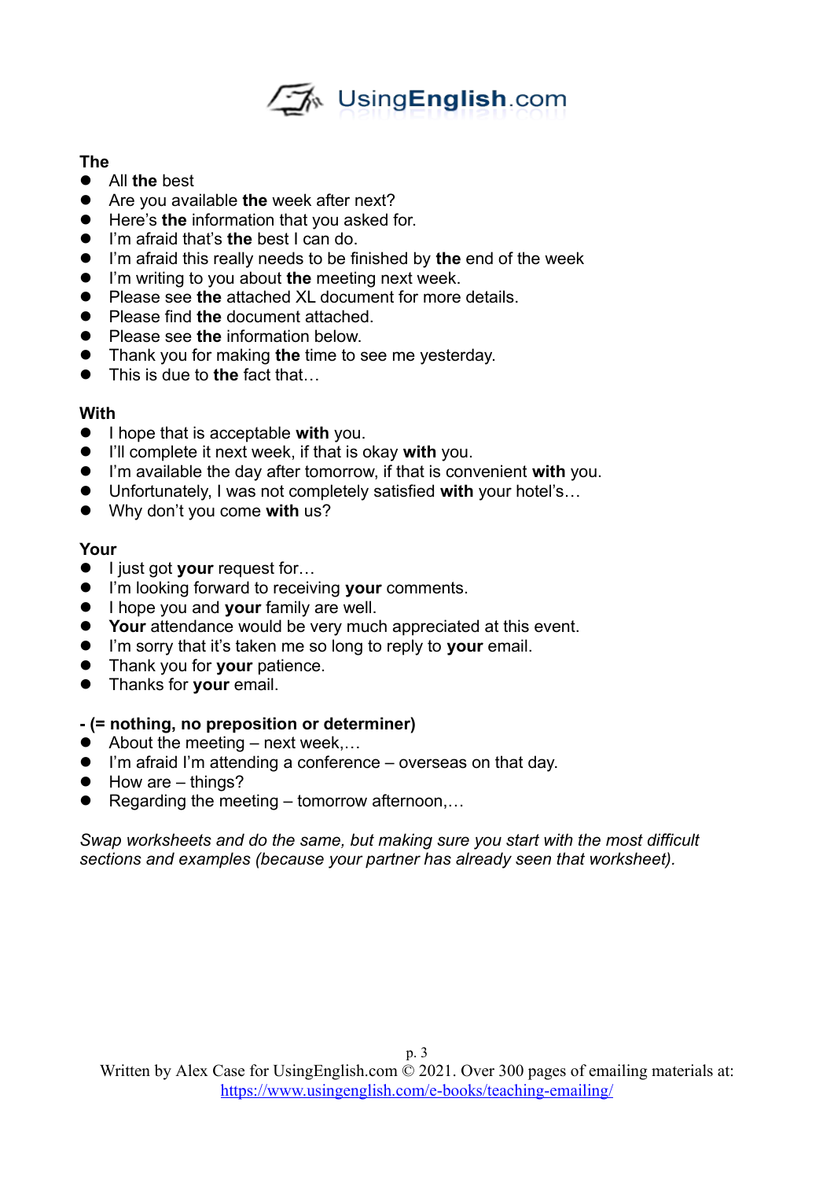**The**

- All **the** best
- Are you available **the** week after next?
- Here's **the** information that you asked for.
- I'm afraid that's **the** best I can do.
- I'm afraid this really needs to be finished by **the** end of the week
- I'm writing to you about **the** meeting next week.
- Please see **the** attached XL document for more details.
- Please find **the** document attached.
- Please see **the** information below.
- Thank you for making **the** time to see me yesterday.
- This is due to **the** fact that…

**With**

- I hope that is acceptable **with** you.
- I'll complete it next week, if that is okay **with** you.
- I'm available the day after tomorrow, if that is convenient **with** you.
- Unfortunately, I was not completely satisfied **with** your hotel's…
- Why don't you come **with** us?

**Your**

- I just got **your** request for…
- I'm looking forward to receiving **your** comments.
- I hope you and **your** family are well.
- **Your** attendance would be very much appreciated at this event.
- I'm sorry that it's taken me so long to reply to **your** email.
- Thank you for **your** patience.
- Thanks for **your** email.

**- (= nothing, no preposition or determiner)**

- About the meeting – next week,…
- I'm afraid I'm attending a conference – overseas on that day.
- How are – things?
- Regarding the meeting – tomorrow afternoon,…

*Swap worksheets and do the same, but making sure you start with the most difficult sections and examples (because your partner has already seen that worksheet).*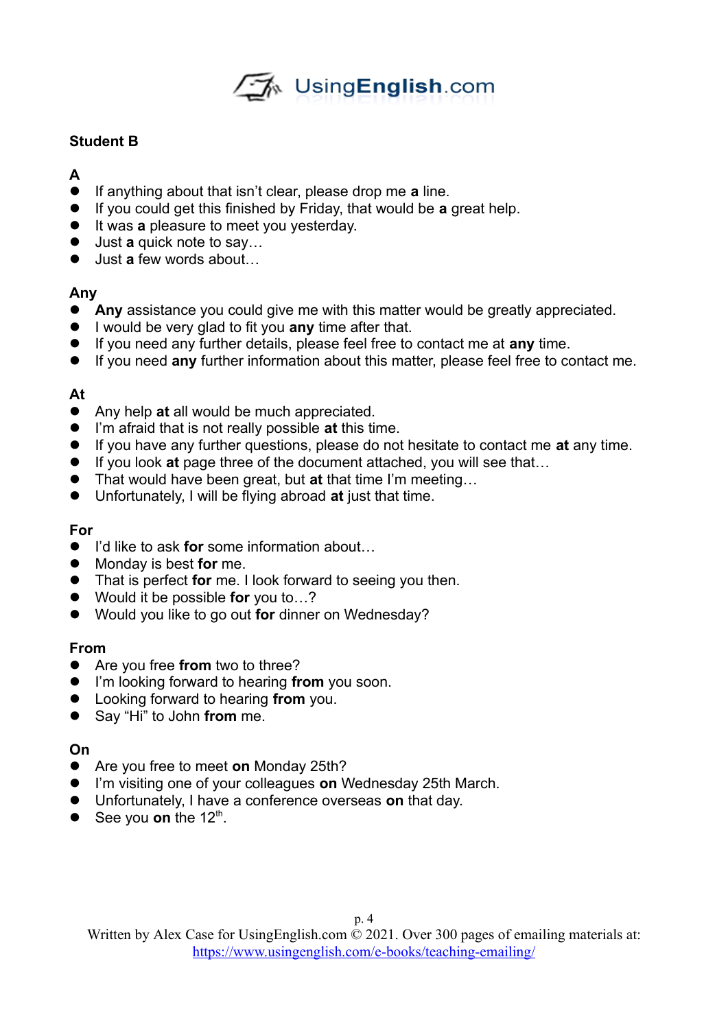**Student B**

**A**

- If anything about that isn't clear, please drop me **a** line.
- If you could get this finished by Friday, that would be **a** great help.
- It was **a** pleasure to meet you yesterday.
- Just **a** quick note to say…
- Just **a** few words about…

**Any**

- **Any** assistance you could give me with this matter would be greatly appreciated.
- I would be very glad to fit you **any** time after that.
- If you need any further details, please feel free to contact me at **any** time.
- If you need **any** further information about this matter, please feel free to contact me.

**At**

- Any help **at** all would be much appreciated.
- I'm afraid that is not really possible **at** this time.
- If you have any further questions, please do not hesitate to contact me **at** any time.
- If you look **at** page three of the document attached, you will see that…
- That would have been great, but **at** that time I'm meeting…
- Unfortunately, I will be flying abroad **at** just that time.

**For**

- I'd like to ask **for** some information about…
- Monday is best **for** me.
- That is perfect **for** me. I look forward to seeing you then.
- Would it be possible **for** you to…?
- Would you like to go out **for** dinner on Wednesday?

**From**

- Are you free **from** two to three?
- I'm looking forward to hearing **from** you soon.
- Looking forward to hearing **from** you.
- Say "Hi" to John **from** me.

**On**

- Are you free to meet **on** Monday 25th?
- I'm visiting one of your colleagues **on** Wednesday 25th March.
- Unfortunately, I have a conference overseas **on** that day.
- See you **on** the 12th.

Written by Alex Case for UsingEnglish.com © 2021. Over 300 pages of emailing materials at: https://www.usingenglish.com/e-books/teaching-emailing/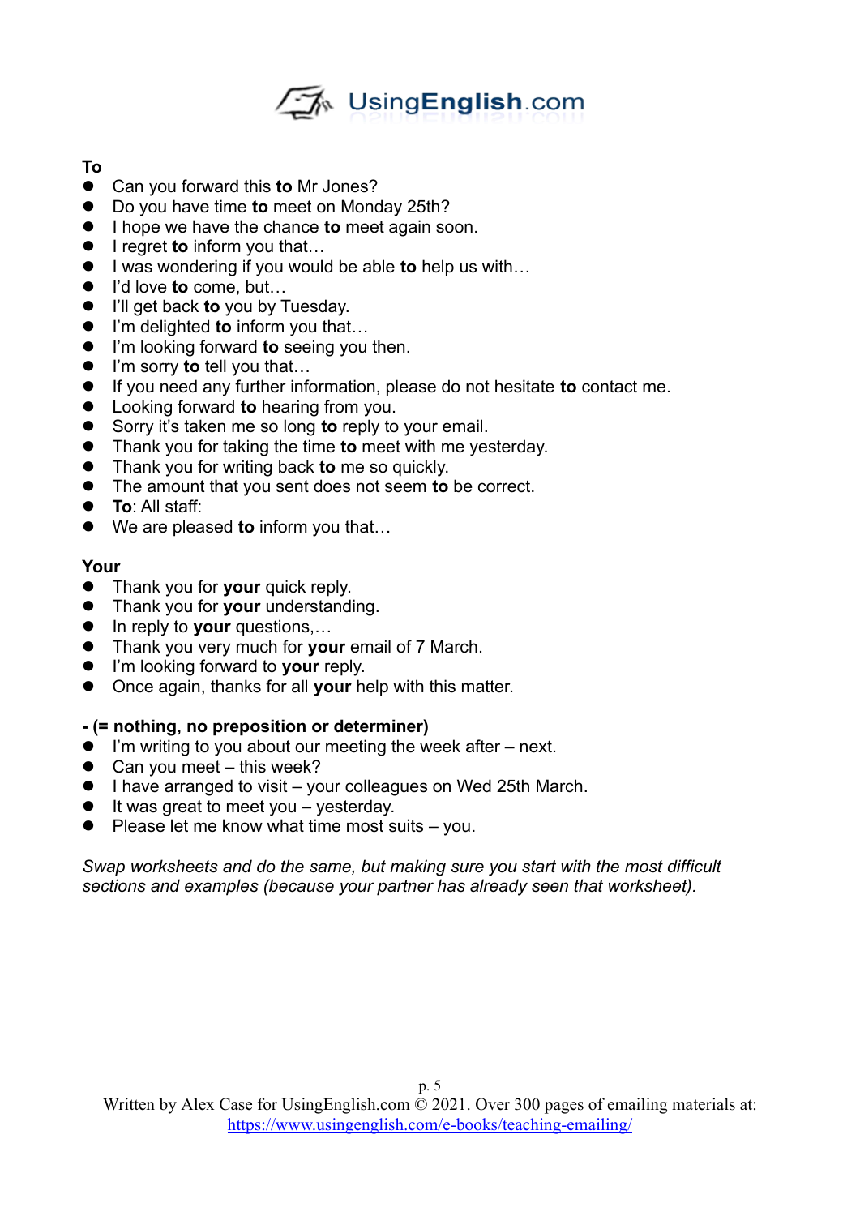**To**

- Can you forward this **to** Mr Jones?
- Do you have time **to** meet on Monday 25th?
- I hope we have the chance **to** meet again soon.
- I regret **to** inform you that…
- I was wondering if you would be able **to** help us with…
- I'd love **to** come, but…
- I'll get back **to** you by Tuesday.
- I'm delighted **to** inform you that…
- I'm looking forward **to** seeing you then.
- I'm sorry **to** tell you that…
- If you need any further information, please do not hesitate **to** contact me.
- Looking forward **to** hearing from you.
- Sorry it's taken me so long **to** reply to your email.
- Thank you for taking the time **to** meet with me yesterday.
- Thank you for writing back **to** me so quickly.
- The amount that you sent does not seem **to** be correct.
- **To**: All staff:
- We are pleased **to** inform you that…

**Your**

- Thank you for **your** quick reply.
- Thank you for **your** understanding.
- In reply to **your** questions,…
- Thank you very much for **your** email of 7 March.
- I'm looking forward to **your** reply.
- Once again, thanks for all **your** help with this matter.

**- (= nothing, no preposition or determiner)**

- I'm writing to you about our meeting the week after – next.
- Can you meet – this week?
- I have arranged to visit – your colleagues on Wed 25th March.
- It was great to meet you – yesterday.
- Please let me know what time most suits – you.

*Swap worksheets and do the same, but making sure you start with the most difficult sections and examples (because your partner has already seen that worksheet).*

Written by Alex Case for UsingEnglish.com © 2021. Over 300 pages of emailing materials at: https://www.usingenglish.com/e-books/teaching-emailing/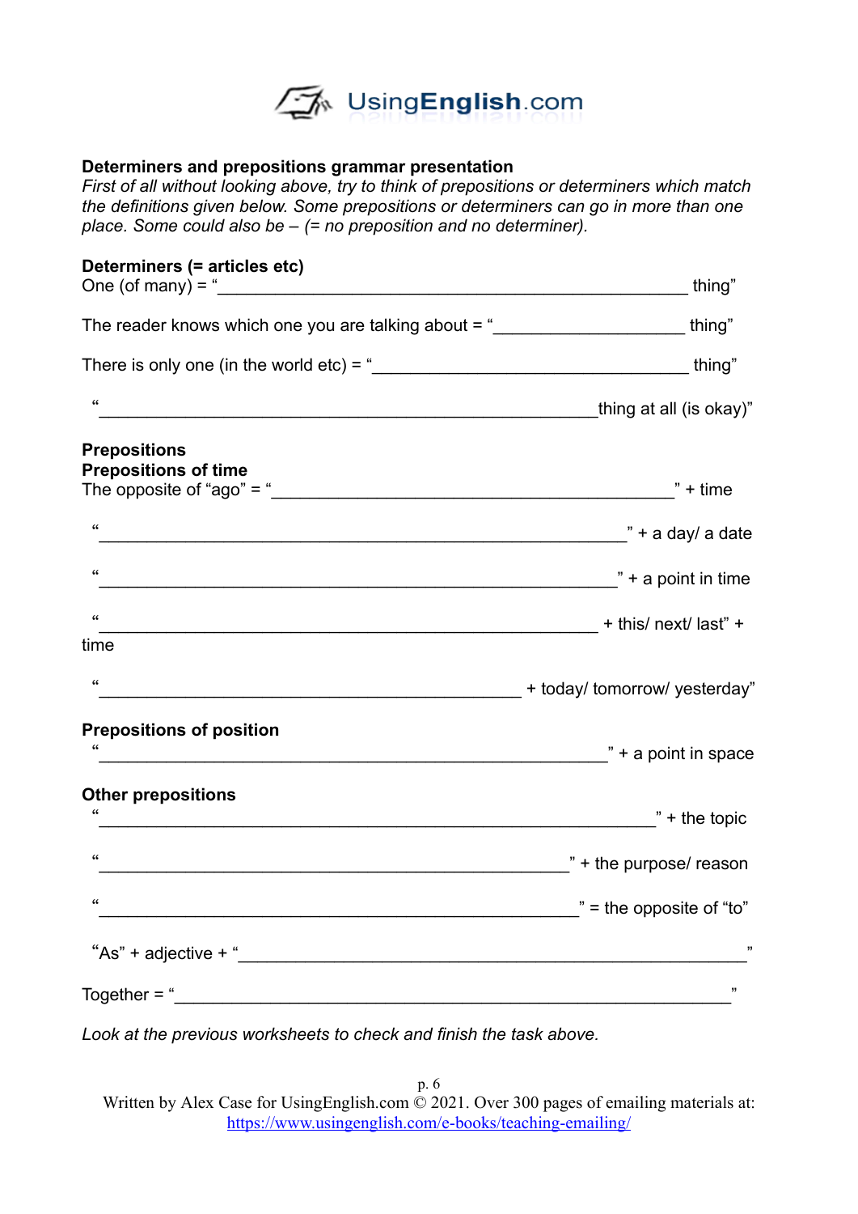**Determiners and prepositions grammar presentation**

*First of all without looking above, try to think of prepositions or determiners which match the definitions given below. Some prepositions or determiners can go in more than one place. Some could also be – (= no preposition and no determiner).*

**Determiners (= articles etc)**

One (of many) = "_______________________________________________ thing"

The reader knows which one you are talking about = "___________________ thing"

There is only one (in the world etc) = "________________________________ thing"

"__________________________________________________thing at all (is okay)"

**Prepositions**

**Prepositions of time**

The opposite of "ago" = "_________________________________________" + time

"_____________________________________________________" + a day/ a date

"____________________________________________________" + a point in time

"__________________________________________________ + this/ next/ last" + time

"____________________________________________ + today/ tomorrow/ yesterday"

**Prepositions of position**

"___________________________________________________" + a point in space

**Other prepositions**

"________________________________________________________" + the topic

"_________________________________________________" + the purpose/ reason

"________________________________________________" = the opposite of "to"

"As" + adjective + "___________________________________________________"

Together = "________________________________________________________"

*Look at the previous worksheets to check and finish the task above.*

Written by Alex Case for UsingEnglish.com © 2021. Over 300 pages of emailing materials at: https://www.usingenglish.com/e-books/teaching-emailing/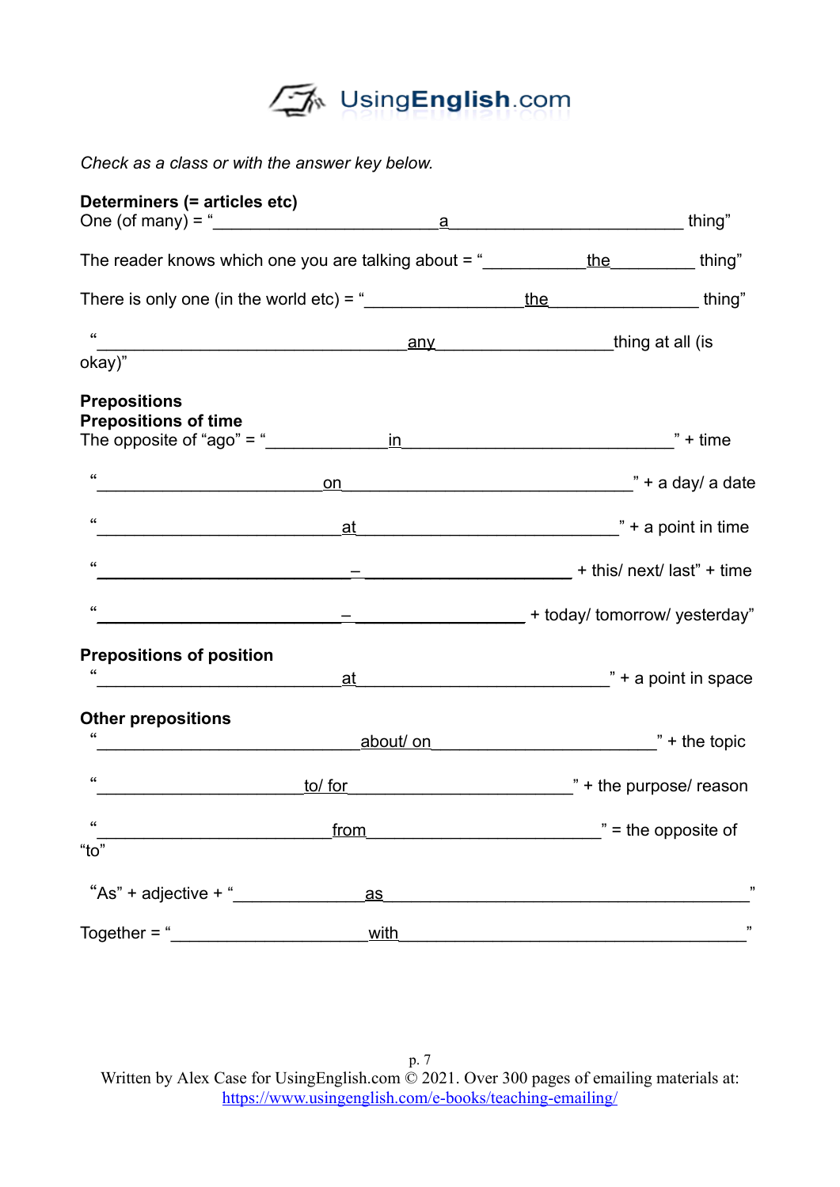*Check as a class or with the answer key below.*

**Determiners (= articles etc)**

One (of many) = "a thing"

The reader knows which one you are talking about = "the thing"

There is only one (in the world etc) = "the thing"

"any thing at all (is okay)"

**Prepositions**

**Prepositions of time**

The opposite of "ago" = "in" + time

"on" + a day/ a date

"at" + a point in time

"–" + this/ next/ last" + time

"–" + today/ tomorrow/ yesterday"

**Prepositions of position**

"at" + a point in space

**Other prepositions**

"about/ on" + the topic

"to/ for" + the purpose/ reason

"from" = the opposite of "to"

"As" + adjective + "as"

Together = "with"

Written by Alex Case for UsingEnglish.com © 2021. Over 300 pages of emailing materials at: https://www.usingenglish.com/e-books/teaching-emailing/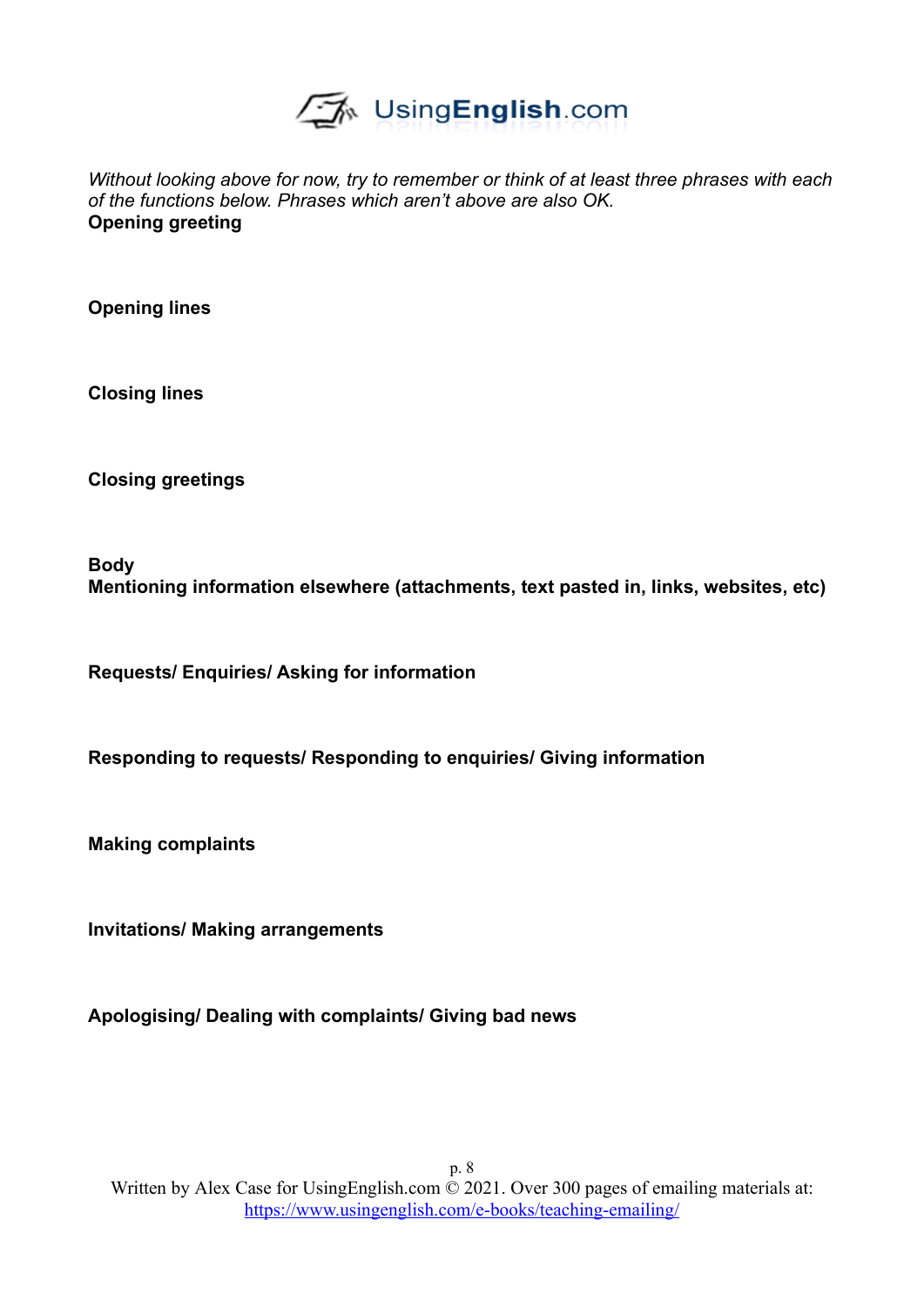*Without looking above for now, try to remember or think of at least three phrases with each of the functions below. Phrases which aren't above are also OK.*

**Opening greeting**

**Opening lines**

**Closing lines**

**Closing greetings**

**Body**

**Mentioning information elsewhere (attachments, text pasted in, links, websites, etc)**

**Requests/ Enquiries/ Asking for information**

**Responding to requests/ Responding to enquiries/ Giving information**

**Making complaints**

**Invitations/ Making arrangements**

**Apologising/ Dealing with complaints/ Giving bad news**